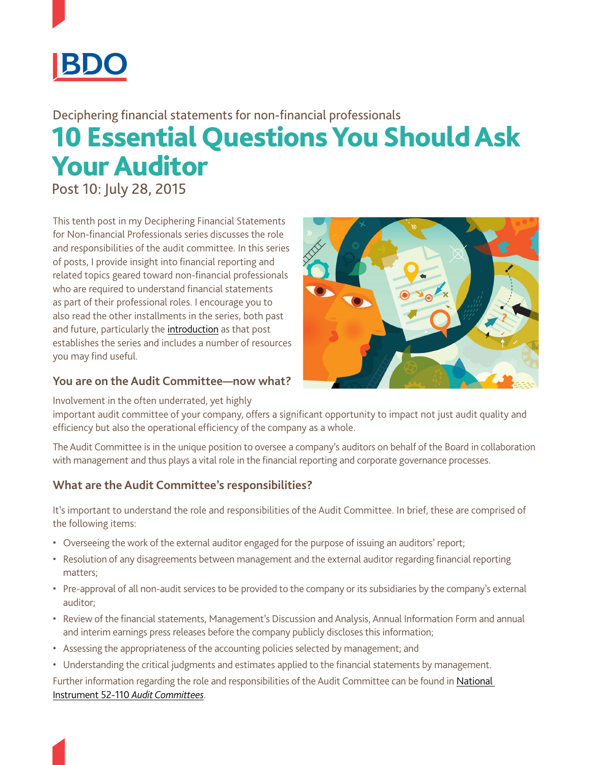Deciphering financial statements for non-financial professionals

# 10 Essential Questions You Should Ask Your Auditor

Post 10: July 28, 2015

This tenth post in my Deciphering Financial Statements for Non-financial Professionals series discusses the role and responsibilities of the audit committee. In this series of posts, I provide insight into financial reporting and related topics geared toward non-financial professionals who are required to understand financial statements as part of their professional roles. I encourage you to also read the other installments in the series, both past and future, particularly the introduction as that post establishes the series and includes a number of resources you may find useful.

## You are on the Audit Committee—now what?

Involvement in the often underrated, yet highly important audit committee of your company, offers a significant opportunity to impact not just audit quality and efficiency but also the operational efficiency of the company as a whole.

The Audit Committee is in the unique position to oversee a company's auditors on behalf of the Board in collaboration with management and thus plays a vital role in the financial reporting and corporate governance processes.

## What are the Audit Committee's responsibilities?

It's important to understand the role and responsibilities of the Audit Committee. In brief, these are comprised of the following items:

- Overseeing the work of the external auditor engaged for the purpose of issuing an auditors' report;
- Resolution of any disagreements between management and the external auditor regarding financial reporting matters;
- Pre-approval of all non-audit services to be provided to the company or its subsidiaries by the company's external auditor;
- Review of the financial statements, Management's Discussion and Analysis, Annual Information Form and annual and interim earnings press releases before the company publicly discloses this information;
- Assessing the appropriateness of the accounting policies selected by management; and
- Understanding the critical judgments and estimates applied to the financial statements by management.

Further information regarding the role and responsibilities of the Audit Committee can be found in National Instrument 52-110 *Audit Committees*.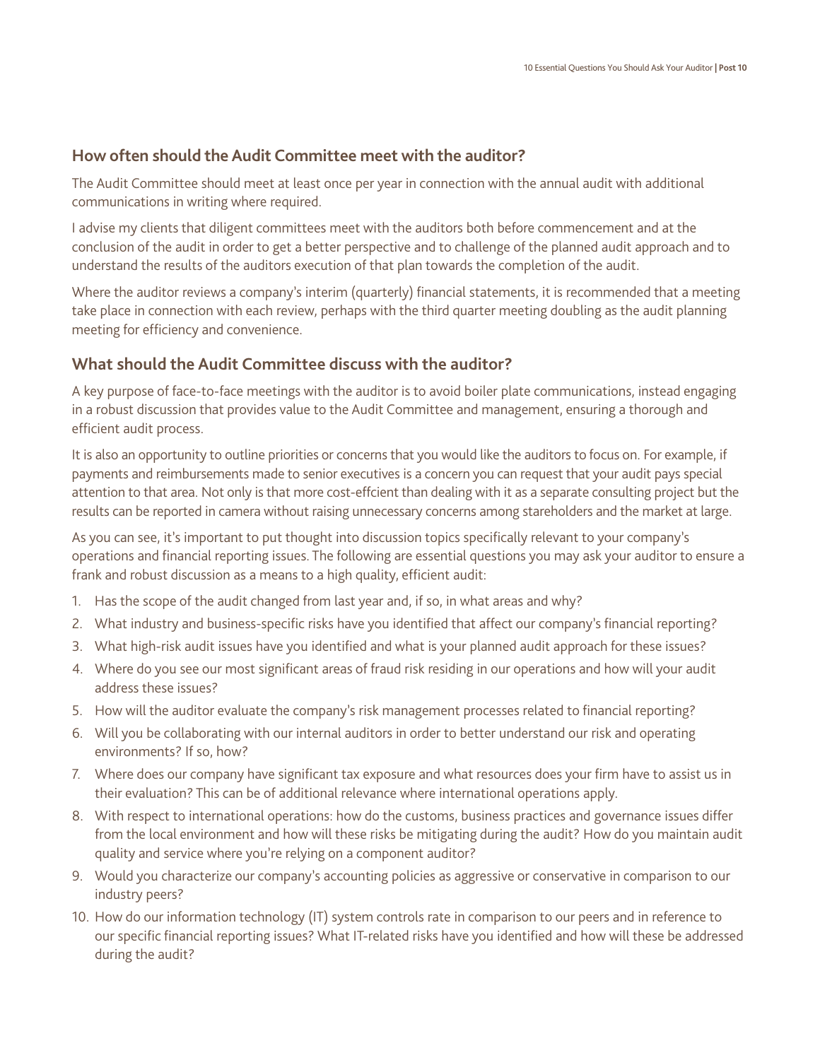## How often should the Audit Committee meet with the auditor?

The Audit Committee should meet at least once per year in connection with the annual audit with additional communications in writing where required.

I advise my clients that diligent committees meet with the auditors both before commencement and at the conclusion of the audit in order to get a better perspective and to challenge of the planned audit approach and to understand the results of the auditors execution of that plan towards the completion of the audit.

Where the auditor reviews a company's interim (quarterly) financial statements, it is recommended that a meeting take place in connection with each review, perhaps with the third quarter meeting doubling as the audit planning meeting for efficiency and convenience.

## What should the Audit Committee discuss with the auditor?

A key purpose of face-to-face meetings with the auditor is to avoid boiler plate communications, instead engaging in a robust discussion that provides value to the Audit Committee and management, ensuring a thorough and efficient audit process.

It is also an opportunity to outline priorities or concerns that you would like the auditors to focus on. For example, if payments and reimbursements made to senior executives is a concern you can request that your audit pays special attention to that area. Not only is that more cost-effcient than dealing with it as a separate consulting project but the results can be reported in camera without raising unnecessary concerns among stareholders and the market at large.

As you can see, it's important to put thought into discussion topics specifically relevant to your company's operations and financial reporting issues. The following are essential questions you may ask your auditor to ensure a frank and robust discussion as a means to a high quality, efficient audit:

1. Has the scope of the audit changed from last year and, if so, in what areas and why?
2. What industry and business-specific risks have you identified that affect our company's financial reporting?
3. What high-risk audit issues have you identified and what is your planned audit approach for these issues?
4. Where do you see our most significant areas of fraud risk residing in our operations and how will your audit address these issues?
5. How will the auditor evaluate the company's risk management processes related to financial reporting?
6. Will you be collaborating with our internal auditors in order to better understand our risk and operating environments? If so, how?
7. Where does our company have significant tax exposure and what resources does your firm have to assist us in their evaluation? This can be of additional relevance where international operations apply.
8. With respect to international operations: how do the customs, business practices and governance issues differ from the local environment and how will these risks be mitigating during the audit? How do you maintain audit quality and service where you're relying on a component auditor?
9. Would you characterize our company's accounting policies as aggressive or conservative in comparison to our industry peers?
10. How do our information technology (IT) system controls rate in comparison to our peers and in reference to our specific financial reporting issues? What IT-related risks have you identified and how will these be addressed during the audit?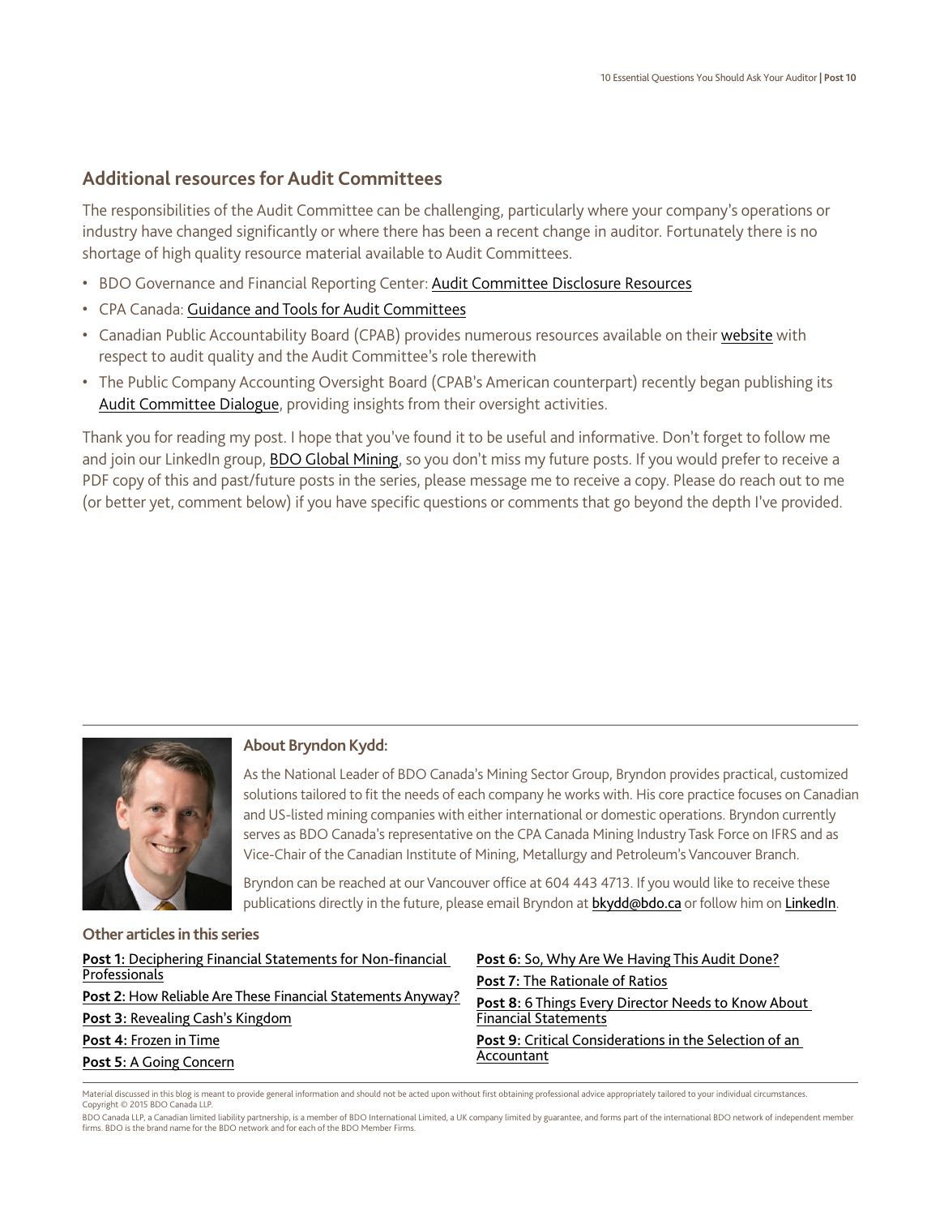## Additional resources for Audit Committees

The responsibilities of the Audit Committee can be challenging, particularly where your company's operations or industry have changed significantly or where there has been a recent change in auditor. Fortunately there is no shortage of high quality resource material available to Audit Committees.

- BDO Governance and Financial Reporting Center: Audit Committee Disclosure Resources
- CPA Canada: Guidance and Tools for Audit Committees
- Canadian Public Accountability Board (CPAB) provides numerous resources available on their website with respect to audit quality and the Audit Committee's role therewith
- The Public Company Accounting Oversight Board (CPAB's American counterpart) recently began publishing its Audit Committee Dialogue, providing insights from their oversight activities.

Thank you for reading my post. I hope that you've found it to be useful and informative. Don't forget to follow me and join our LinkedIn group, BDO Global Mining, so you don't miss my future posts. If you would prefer to receive a PDF copy of this and past/future posts in the series, please message me to receive a copy. Please do reach out to me (or better yet, comment below) if you have specific questions or comments that go beyond the depth I've provided.

### About Bryndon Kydd:

As the National Leader of BDO Canada's Mining Sector Group, Bryndon provides practical, customized solutions tailored to fit the needs of each company he works with. His core practice focuses on Canadian and US-listed mining companies with either international or domestic operations. Bryndon currently serves as BDO Canada's representative on the CPA Canada Mining Industry Task Force on IFRS and as Vice-Chair of the Canadian Institute of Mining, Metallurgy and Petroleum's Vancouver Branch.

Bryndon can be reached at our Vancouver office at 604 443 4713. If you would like to receive these publications directly in the future, please email Bryndon at bkydd@bdo.ca or follow him on LinkedIn.

### Other articles in this series

**Post 1:** Deciphering Financial Statements for Non-financial Professionals

**Post 2:** How Reliable Are These Financial Statements Anyway?

**Post 3:** Revealing Cash's Kingdom

**Post 4:** Frozen in Time

**Post 5:** A Going Concern

**Post 6:** So, Why Are We Having This Audit Done?

**Post 7:** The Rationale of Ratios

**Post 8:** 6 Things Every Director Needs to Know About Financial Statements

**Post 9:** Critical Considerations in the Selection of an Accountant

Material discussed in this blog is meant to provide general information and should not be acted upon without first obtaining professional advice appropriately tailored to your individual circumstances.
Copyright © 2015 BDO Canada LLP.

BDO Canada LLP, a Canadian limited liability partnership, is a member of BDO International Limited, a UK company limited by guarantee, and forms part of the international BDO network of independent member firms. BDO is the brand name for the BDO network and for each of the BDO Member Firms.